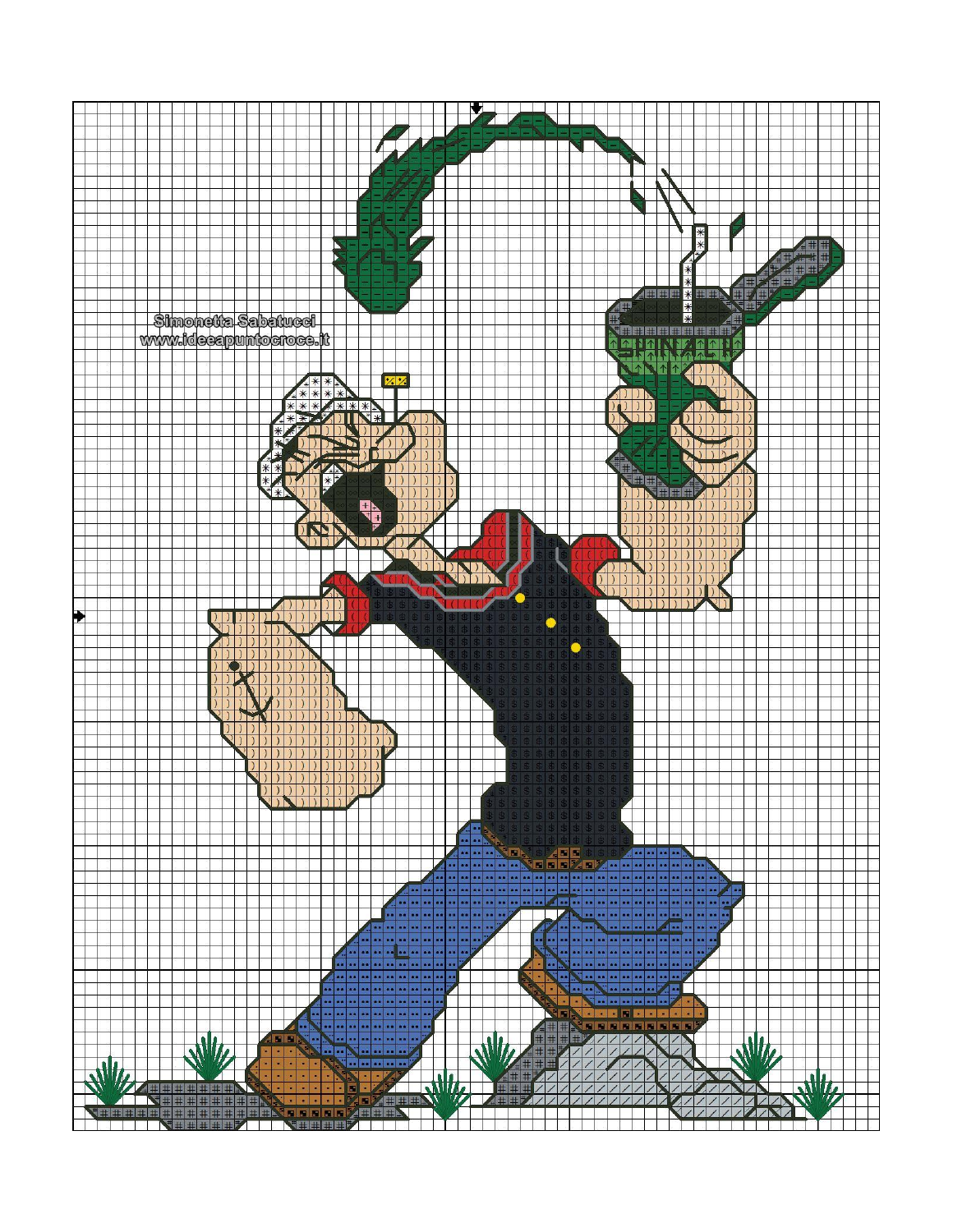Simonetta Sabatucci
www.ideeapuntocroce.it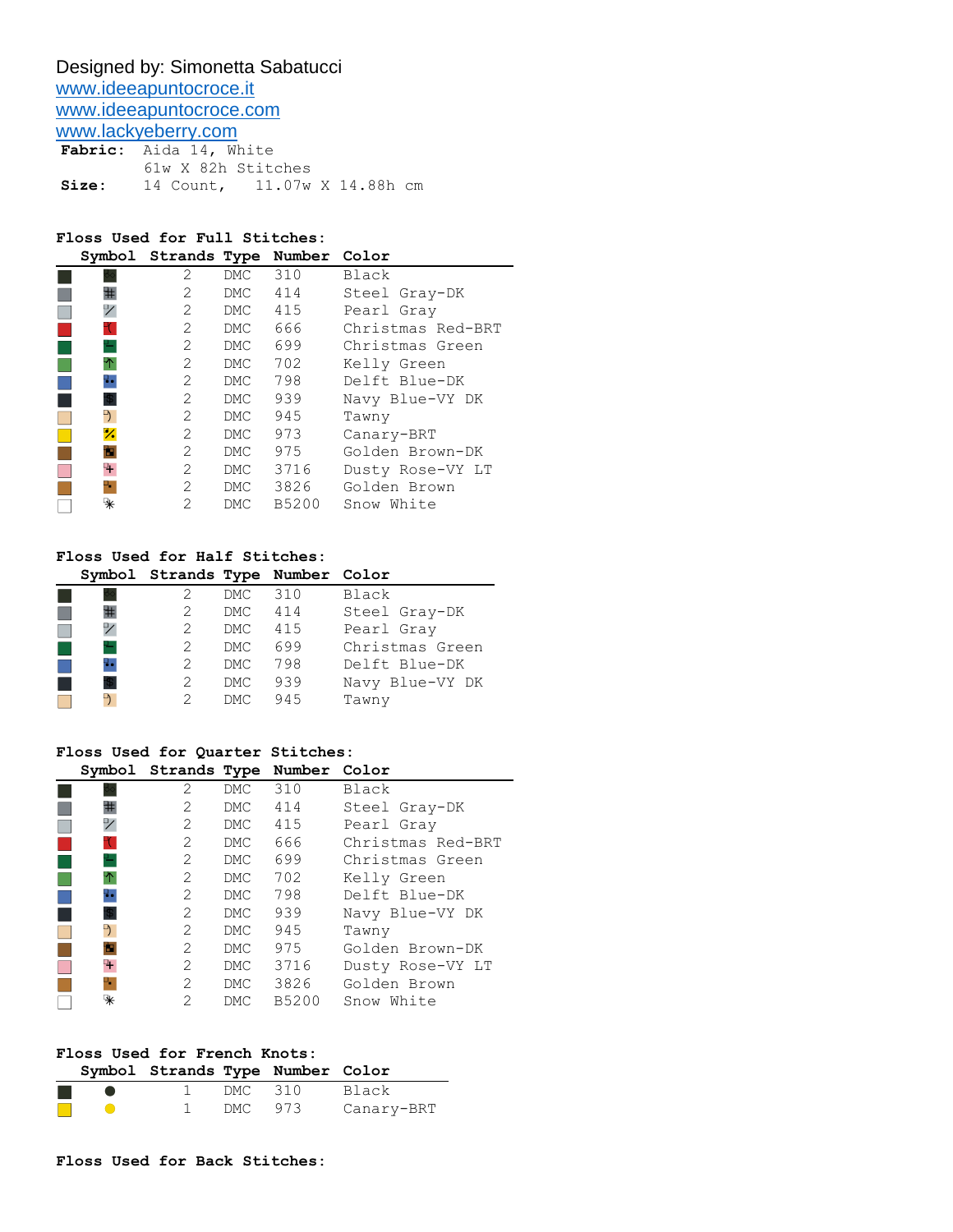Designed by: Simonetta Sabatucci
www.ideeapuntocroce.it
www.ideeapuntocroce.com
www.lackyeberry.com

**Fabric:** Aida 14, White
61w X 82h Stitches
**Size:** 14 Count, 11.07w X 14.88h cm

**Floss Used for Full Stitches:**

| Symbol | Strands | Type | Number | Color |
|---|---|---|---|---|
| | 2 | DMC | 310 | Black |
| # | 2 | DMC | 414 | Steel Gray-DK |
| / | 2 | DMC | 415 | Pearl Gray |
| ( | 2 | DMC | 666 | Christmas Red-BRT |
| | 2 | DMC | 699 | Christmas Green |
| ↑ | 2 | DMC | 702 | Kelly Green |
| .. | 2 | DMC | 798 | Delft Blue-DK |
| $ | 2 | DMC | 939 | Navy Blue-VY DK |
| ) | 2 | DMC | 945 | Tawny |
| % | 2 | DMC | 973 | Canary-BRT |
| | 2 | DMC | 975 | Golden Brown-DK |
| + | 2 | DMC | 3716 | Dusty Rose-VY LT |
| | 2 | DMC | 3826 | Golden Brown |
| * | 2 | DMC | B5200 | Snow White |

**Floss Used for Half Stitches:**

| Symbol | Strands | Type | Number | Color |
|---|---|---|---|---|
| | 2 | DMC | 310 | Black |
| # | 2 | DMC | 414 | Steel Gray-DK |
| / | 2 | DMC | 415 | Pearl Gray |
| | 2 | DMC | 699 | Christmas Green |
| .. | 2 | DMC | 798 | Delft Blue-DK |
| $ | 2 | DMC | 939 | Navy Blue-VY DK |
| ) | 2 | DMC | 945 | Tawny |

**Floss Used for Quarter Stitches:**

| Symbol | Strands | Type | Number | Color |
|---|---|---|---|---|
| | 2 | DMC | 310 | Black |
| # | 2 | DMC | 414 | Steel Gray-DK |
| / | 2 | DMC | 415 | Pearl Gray |
| ( | 2 | DMC | 666 | Christmas Red-BRT |
| | 2 | DMC | 699 | Christmas Green |
| ↑ | 2 | DMC | 702 | Kelly Green |
| .. | 2 | DMC | 798 | Delft Blue-DK |
| $ | 2 | DMC | 939 | Navy Blue-VY DK |
| ) | 2 | DMC | 945 | Tawny |
| | 2 | DMC | 975 | Golden Brown-DK |
| + | 2 | DMC | 3716 | Dusty Rose-VY LT |
| | 2 | DMC | 3826 | Golden Brown |
| * | 2 | DMC | B5200 | Snow White |

**Floss Used for French Knots:**

| Symbol | Strands | Type | Number | Color |
|---|---|---|---|---|
| ● | 1 | DMC | 310 | Black |
| ● | 1 | DMC | 973 | Canary-BRT |

**Floss Used for Back Stitches:**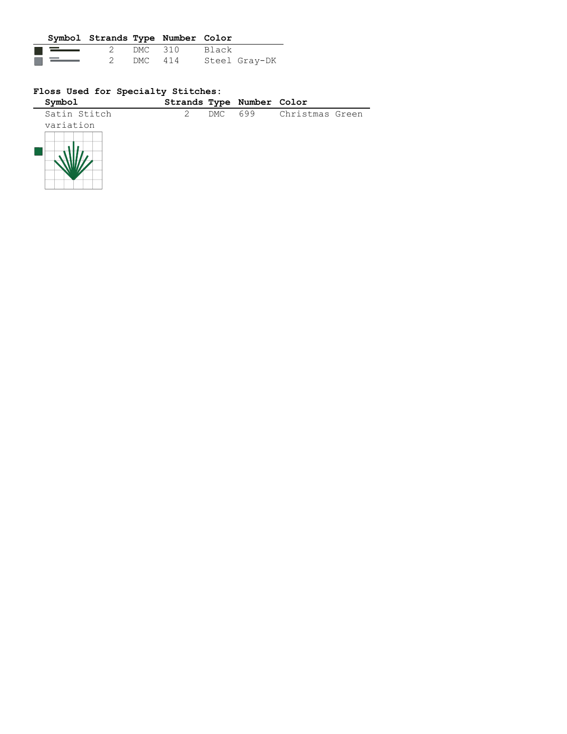| Symbol | Strands | Type | Number | Color |
|---|---|---|---|---|
| | 2 | DMC | 310 | Black |
| | 2 | DMC | 414 | Steel Gray-DK |

**Floss Used for Specialty Stitches:**

| Symbol | Strands | Type | Number | Color |
|---|---|---|---|---|
| Satin Stitch variation | 2 | DMC | 699 | Christmas Green |